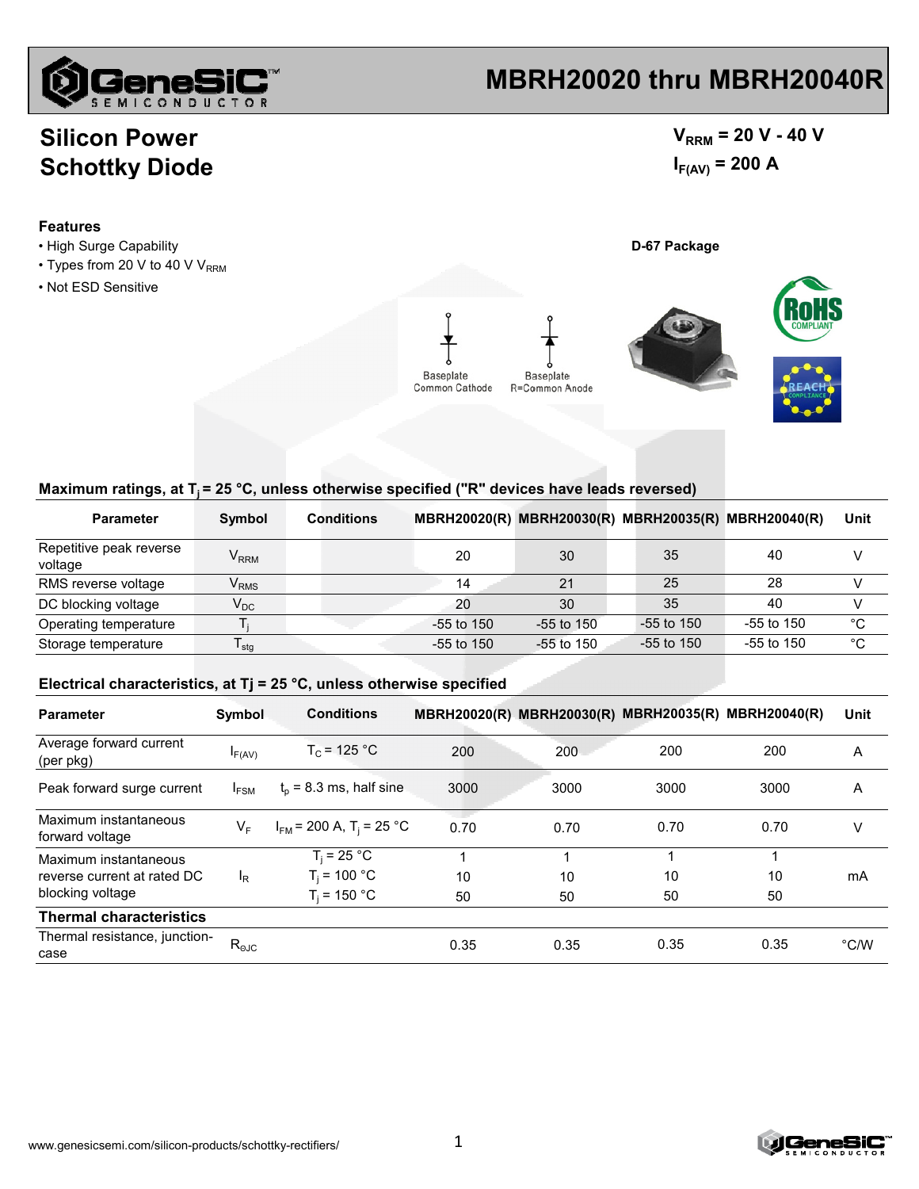# MBRH20020 thru MBRH20040R

## Silicon Power Schottky Diode

$V_{RRM}$ = 20 V - 40 V

$I_{F(AV)}$ = 200 A

### Features

- High Surge Capability
- Types from 20 V to 40 V $V_{RRM}$
- Not ESD Sensitive

D-67 Package

Baseplate Common Cathode

Baseplate R=Common Anode

### Maximum ratings, at $T_j$ = 25 °C, unless otherwise specified ("R" devices have leads reversed)

| Parameter | Symbol | Conditions | MBRH20020(R) | MBRH20030(R) | MBRH20035(R) | MBRH20040(R) | Unit |
|---|---|---|---|---|---|---|---|
| Repetitive peak reverse voltage | $V_{RRM}$ | | 20 | 30 | 35 | 40 | V |
| RMS reverse voltage | $V_{RMS}$ | | 14 | 21 | 25 | 28 | V |
| DC blocking voltage | $V_{DC}$ | | 20 | 30 | 35 | 40 | V |
| Operating temperature | $T_j$ | | -55 to 150 | -55 to 150 | -55 to 150 | -55 to 150 | °C |
| Storage temperature | $T_{stg}$ | | -55 to 150 | -55 to 150 | -55 to 150 | -55 to 150 | °C |

### Electrical characteristics, at Tj = 25 °C, unless otherwise specified

| Parameter | Symbol | Conditions | MBRH20020(R) | MBRH20030(R) | MBRH20035(R) | MBRH20040(R) | Unit |
|---|---|---|---|---|---|---|---|
| Average forward current (per pkg) | $I_{F(AV)}$ | $T_C$ = 125 °C | 200 | 200 | 200 | 200 | A |
| Peak forward surge current | $I_{FSM}$ | $t_p$ = 8.3 ms, half sine | 3000 | 3000 | 3000 | 3000 | A |
| Maximum instantaneous forward voltage | $V_F$ | $I_{FM}$ = 200 A, $T_j$ = 25 °C | 0.70 | 0.70 | 0.70 | 0.70 | V |
| Maximum instantaneous reverse current at rated DC blocking voltage | $I_R$ | $T_j$ = 25 °C | 1 | 1 | 1 | 1 | mA |
| | | $T_j$ = 100 °C | 10 | 10 | 10 | 10 | |
| | | $T_j$ = 150 °C | 50 | 50 | 50 | 50 | |
| **Thermal characteristics** | | | | | | | |
| Thermal resistance, junction-case | $R_{\theta JC}$ | | 0.35 | 0.35 | 0.35 | 0.35 | °C/W |

www.genesicsemi.com/silicon-products/schottky-rectifiers/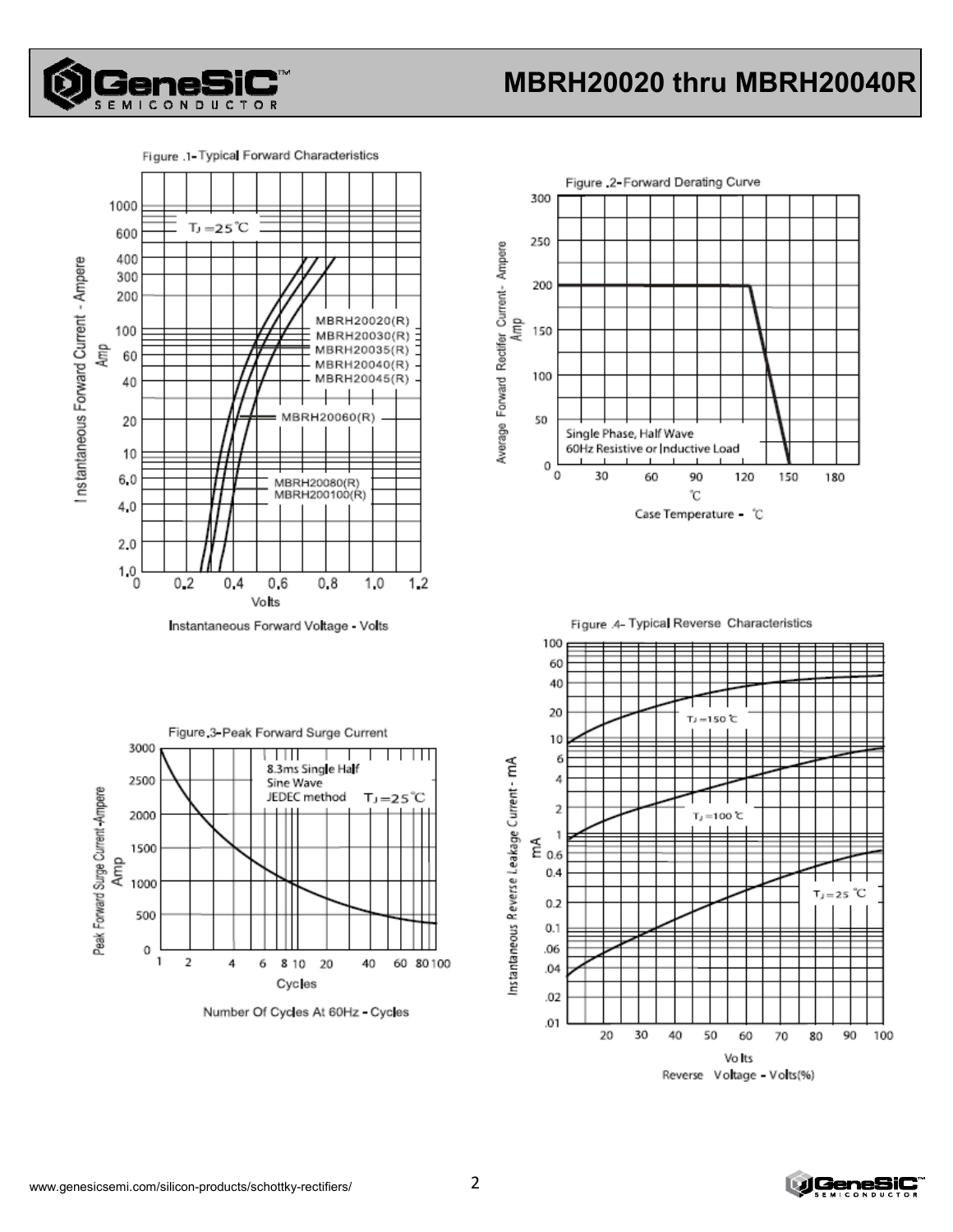Figure .1- Typical Forward Characteristics

$T_J = 25$℃

MBRH20020(R)
MBRH20030(R)
MBRH20035(R)
MBRH20040(R)
MBRH20045(R)

MBRH20060(R)

MBRH20080(R)
MBRH200100(R)

Instantaneous Forward Current - Ampere Amp

Volts

Instantaneous Forward Voltage - Volts

Figure .2- Forward Derating Curve

Single Phase, Half Wave
60Hz Resistive or Inductive Load

Average Forward Rectifer Current - Ampere Amp

℃

Case Temperature - ℃

Figure .3- Peak Forward Surge Current

8.3ms Single Half
Sine Wave
JEDEC method

$T_J = 25$℃

Peak Forward Surge Current -Ampere Amp

Cycles

Number Of Cycles At 60Hz - Cycles

Figure .4- Typical Reverse Characteristics

$T_J = 150$℃

$T_J = 100$℃

$T_J = 25$℃

Instantaneous Reverse Leakage Current - mA mA

Volts

Reverse Voltage - Volts(%)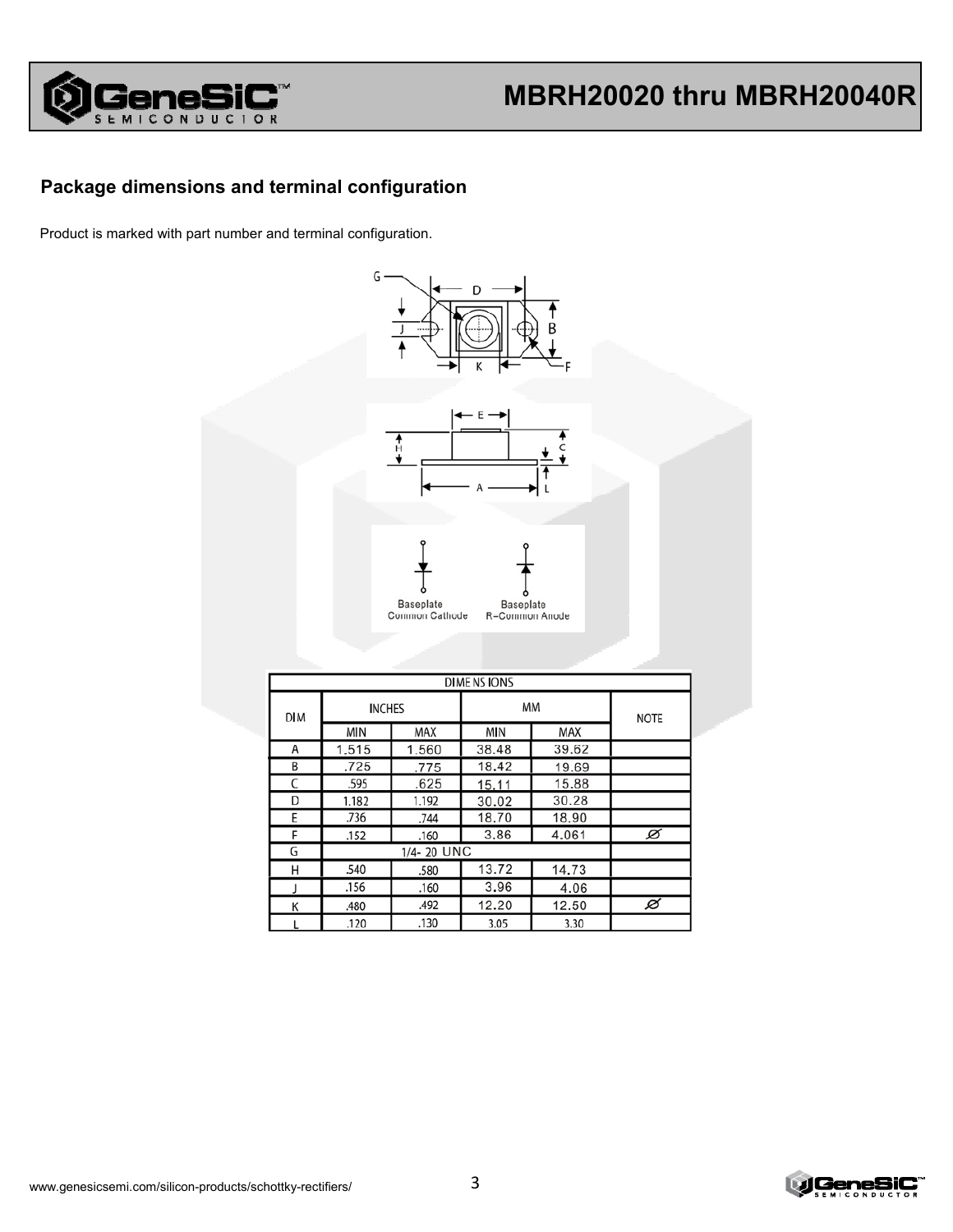## Package dimensions and terminal configuration

Product is marked with part number and terminal configuration.

G
D
J
B
K
F
E
H
C
A
L

Baseplate
Common Cathode

Baseplate
R–Common Anode

| DIMENSIONS | | | | | |
|---|---|---|---|---|---|
| DIM | INCHES | | MM | | NOTE |
| | MIN | MAX | MIN | MAX | |
| A | 1.515 | 1.560 | 38.48 | 39.62 | |
| B | .725 | .775 | 18.42 | 19.69 | |
| C | .595 | .625 | 15.11 | 15.88 | |
| D | 1.182 | 1.192 | 30.02 | 30.28 | |
| E | .736 | .744 | 18.70 | 18.90 | |
| F | .152 | .160 | 3.86 | 4.061 | Ø |
| G | 1/4- 20 UNC | | | | |
| H | .540 | .580 | 13.72 | 14.73 | |
| J | .156 | .160 | 3.96 | 4.06 | |
| K | .480 | .492 | 12.20 | 12.50 | Ø |
| L | .120 | .130 | 3.05 | 3.30 | |